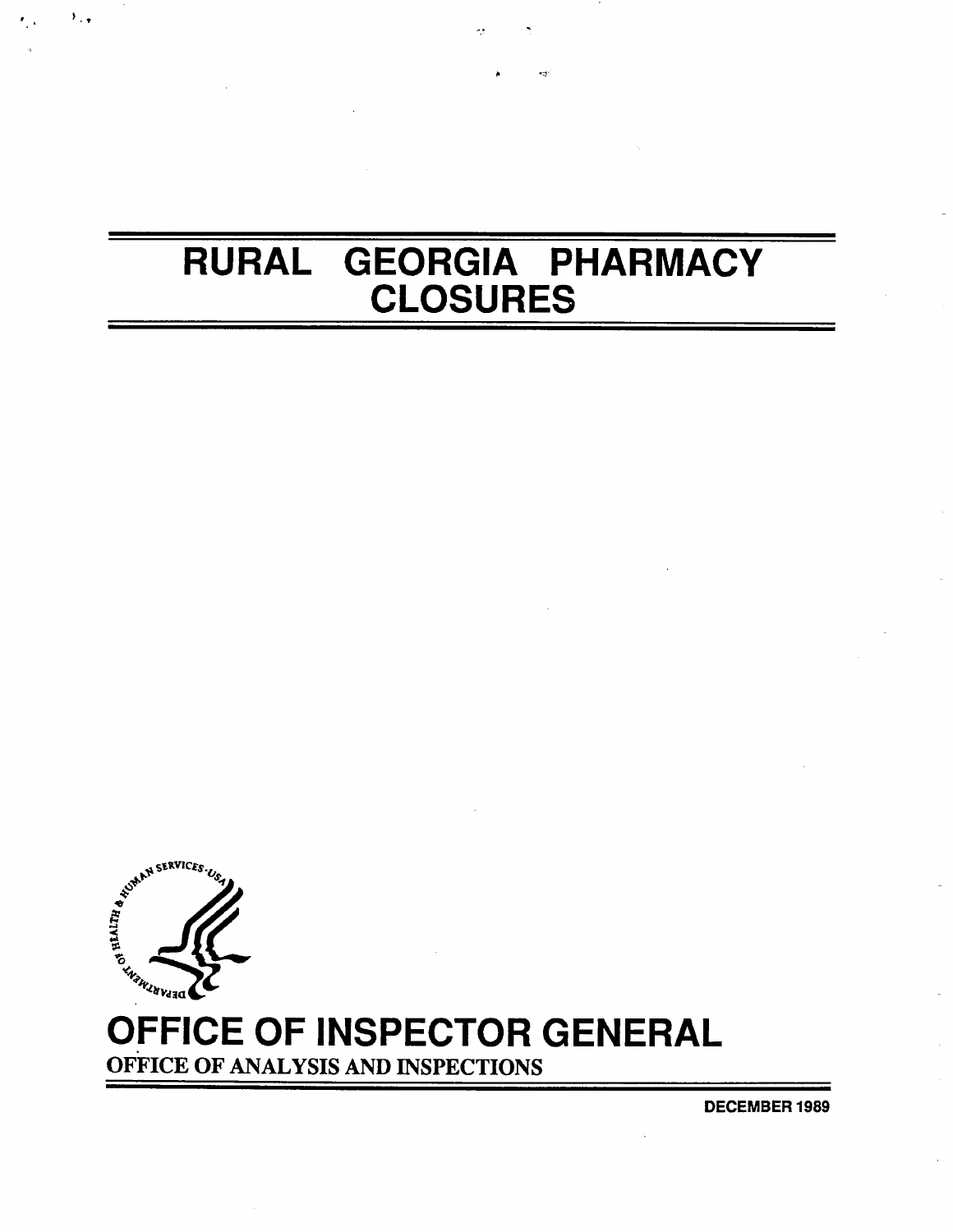# RURAL GEORGIA PHARMACY CLOSURES

OFFICE OF INSPECTOR GENERAL

OFFICE OF ANALYSIS AND INSPECTIONS

DECEMBER 1989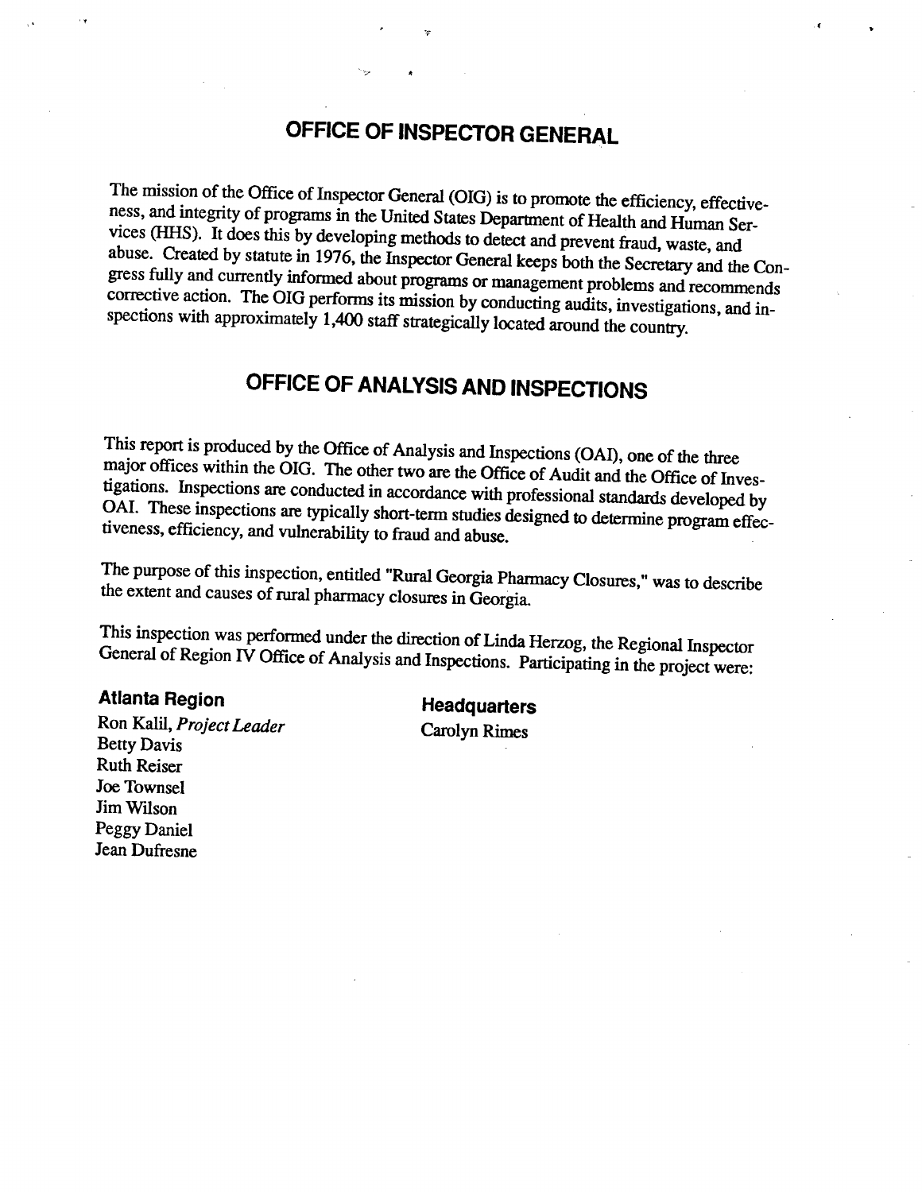# OFFICE OF INSPECTOR GENERAL

The mission of the Office of Inspector General (OIG) is to promote the efficiency, effectiveness, and integrity of programs in the United States Department of Health and Human Services (HHS). It does this by developing methods to detect and prevent fraud, waste, and abuse. Created by statute in 1976, the Inspector General keeps both the Secretary and the Congress fully and currently informed about programs or management problems and recommends corrective action. The OIG performs its mission by conducting audits, investigations, and inspections with approximately 1,400 staff strategically located around the country.

# OFFICE OF ANALYSIS AND INSPECTIONS

This report is produced by the Office of Analysis and Inspections (OAI), one of the three major offices within the OIG. The other two are the Office of Audit and the Office of Investigations. Inspections are conducted in accordance with professional standards developed by OAI. These inspections are typically short-term studies designed to determine program effectiveness, efficiency, and vulnerability to fraud and abuse.

The purpose of this inspection, entitled "Rural Georgia Pharmacy Closures," was to describe the extent and causes of rural pharmacy closures in Georgia.

This inspection was performed under the direction of Linda Herzog, the Regional Inspector General of Region IV Office of Analysis and Inspections. Participating in the project were:

### Atlanta Region

Ron Kalil, *Project Leader*
Betty Davis
Ruth Reiser
Joe Townsel
Jim Wilson
Peggy Daniel
Jean Dufresne

### Headquarters

Carolyn Rimes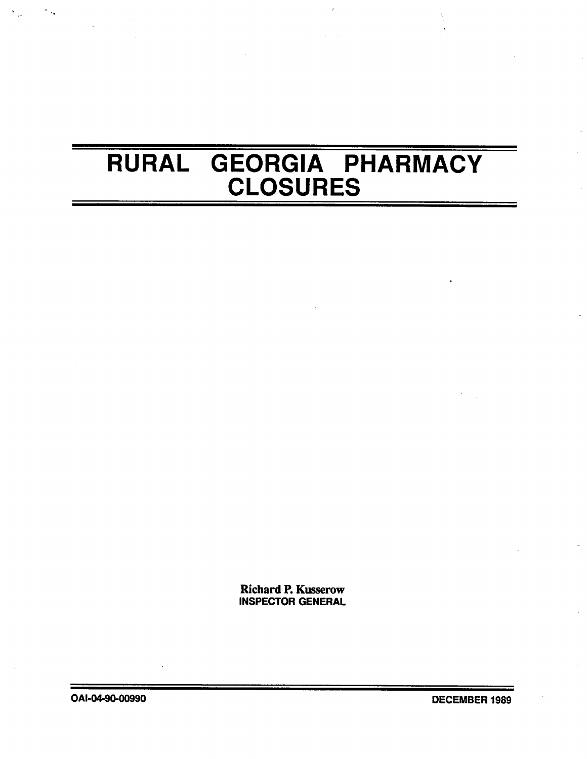# RURAL GEORGIA PHARMACY CLOSURES

**Richard P. Kusserow**
**INSPECTOR GENERAL**

**OAI-04-90-00990**

**DECEMBER 1989**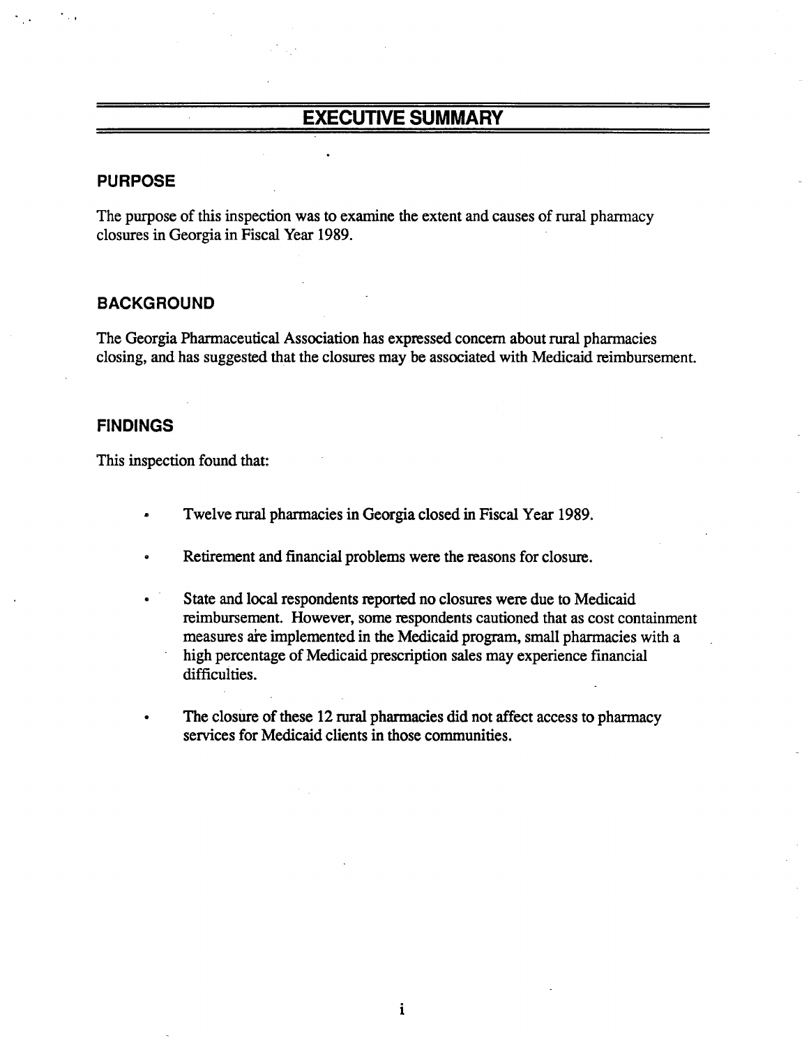# EXECUTIVE SUMMARY

## PURPOSE

The purpose of this inspection was to examine the extent and causes of rural pharmacy closures in Georgia in Fiscal Year 1989.

## BACKGROUND

The Georgia Pharmaceutical Association has expressed concern about rural pharmacies closing, and has suggested that the closures may be associated with Medicaid reimbursement.

## FINDINGS

This inspection found that:

- Twelve rural pharmacies in Georgia closed in Fiscal Year 1989.
- Retirement and financial problems were the reasons for closure.
- State and local respondents reported no closures were due to Medicaid reimbursement. However, some respondents cautioned that as cost containment measures are implemented in the Medicaid program, small pharmacies with a high percentage of Medicaid prescription sales may experience financial difficulties.
- The closure of these 12 rural pharmacies did not affect access to pharmacy services for Medicaid clients in those communities.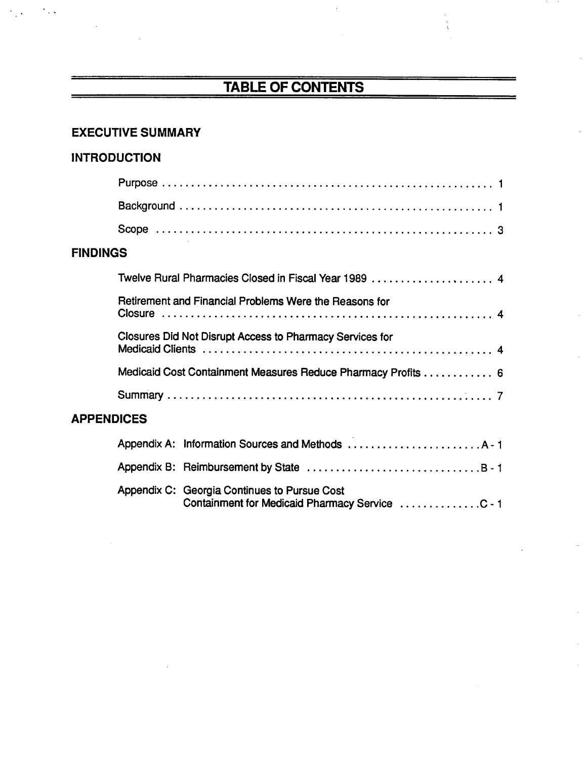# TABLE OF CONTENTS

## EXECUTIVE SUMMARY

## INTRODUCTION

Purpose . . . . . . . . . . . . . . . . . . . . . . . . . . . . . . . . . . . . . . . . . . . . . . . . . . . . . . . 1

Background . . . . . . . . . . . . . . . . . . . . . . . . . . . . . . . . . . . . . . . . . . . . . . . . . . . . 1

Scope . . . . . . . . . . . . . . . . . . . . . . . . . . . . . . . . . . . . . . . . . . . . . . . . . . . . . . . . 3

## FINDINGS

Twelve Rural Pharmacies Closed in Fiscal Year 1989 . . . . . . . . . . . . . . . . . . . . . 4

Retirement and Financial Problems Were the Reasons for Closure . . . . . . . . . . . . . . . . . . . . . . . . . . . . . . . . . . . . . . . . . . . . . . . . . . . . . . . 4

Closures Did Not Disrupt Access to Pharmacy Services for Medicaid Clients . . . . . . . . . . . . . . . . . . . . . . . . . . . . . . . . . . . . . . . . . . . . . . . . . 4

Medicaid Cost Containment Measures Reduce Pharmacy Profits . . . . . . . . . . . . 6

Summary . . . . . . . . . . . . . . . . . . . . . . . . . . . . . . . . . . . . . . . . . . . . . . . . . . . . . . 7

## APPENDICES

Appendix A: Information Sources and Methods . . . . . . . . . . . . . . . . . . . . . . . A - 1

Appendix B: Reimbursement by State . . . . . . . . . . . . . . . . . . . . . . . . . . . . . . B - 1

Appendix C: Georgia Continues to Pursue Cost Containment for Medicaid Pharmacy Service . . . . . . . . . . . . . . C - 1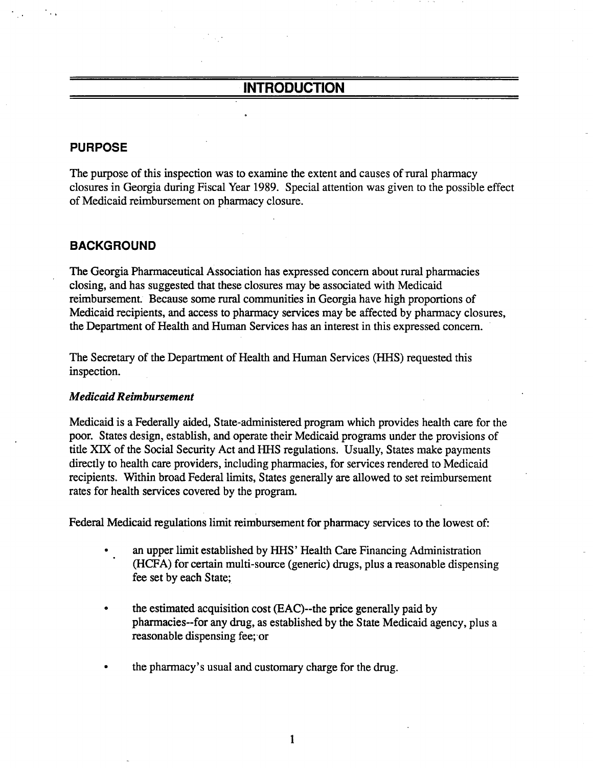# INTRODUCTION

## PURPOSE

The purpose of this inspection was to examine the extent and causes of rural pharmacy closures in Georgia during Fiscal Year 1989. Special attention was given to the possible effect of Medicaid reimbursement on pharmacy closure.

## BACKGROUND

The Georgia Pharmaceutical Association has expressed concern about rural pharmacies closing, and has suggested that these closures may be associated with Medicaid reimbursement. Because some rural communities in Georgia have high proportions of Medicaid recipients, and access to pharmacy services may be affected by pharmacy closures, the Department of Health and Human Services has an interest in this expressed concern.

The Secretary of the Department of Health and Human Services (HHS) requested this inspection.

### *Medicaid Reimbursement*

Medicaid is a Federally aided, State-administered program which provides health care for the poor. States design, establish, and operate their Medicaid programs under the provisions of title XIX of the Social Security Act and HHS regulations. Usually, States make payments directly to health care providers, including pharmacies, for services rendered to Medicaid recipients. Within broad Federal limits, States generally are allowed to set reimbursement rates for health services covered by the program.

Federal Medicaid regulations limit reimbursement for pharmacy services to the lowest of:

- an upper limit established by HHS' Health Care Financing Administration (HCFA) for certain multi-source (generic) drugs, plus a reasonable dispensing fee set by each State;
- the estimated acquisition cost (EAC)--the price generally paid by pharmacies--for any drug, as established by the State Medicaid agency, plus a reasonable dispensing fee; or
- the pharmacy's usual and customary charge for the drug.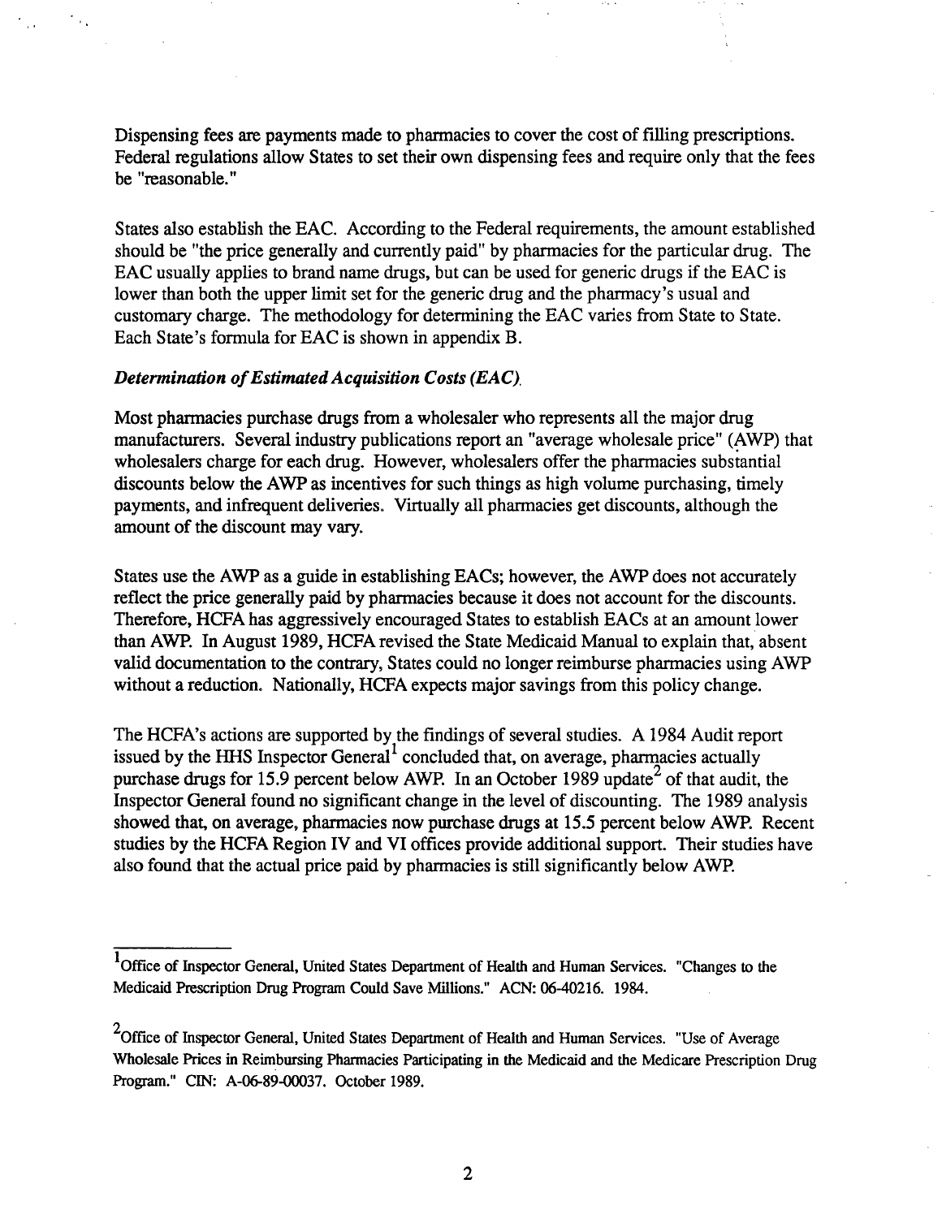Dispensing fees are payments made to pharmacies to cover the cost of filling prescriptions. Federal regulations allow States to set their own dispensing fees and require only that the fees be "reasonable."

States also establish the EAC. According to the Federal requirements, the amount established should be "the price generally and currently paid" by pharmacies for the particular drug. The EAC usually applies to brand name drugs, but can be used for generic drugs if the EAC is lower than both the upper limit set for the generic drug and the pharmacy's usual and customary charge. The methodology for determining the EAC varies from State to State. Each State's formula for EAC is shown in appendix B.

*Determination of Estimated Acquisition Costs (EAC)*

Most pharmacies purchase drugs from a wholesaler who represents all the major drug manufacturers. Several industry publications report an "average wholesale price" (AWP) that wholesalers charge for each drug. However, wholesalers offer the pharmacies substantial discounts below the AWP as incentives for such things as high volume purchasing, timely payments, and infrequent deliveries. Virtually all pharmacies get discounts, although the amount of the discount may vary.

States use the AWP as a guide in establishing EACs; however, the AWP does not accurately reflect the price generally paid by pharmacies because it does not account for the discounts. Therefore, HCFA has aggressively encouraged States to establish EACs at an amount lower than AWP. In August 1989, HCFA revised the State Medicaid Manual to explain that, absent valid documentation to the contrary, States could no longer reimburse pharmacies using AWP without a reduction. Nationally, HCFA expects major savings from this policy change.

The HCFA's actions are supported by the findings of several studies. A 1984 Audit report issued by the HHS Inspector General[1] concluded that, on average, pharmacies actually purchase drugs for 15.9 percent below AWP. In an October 1989 update[2] of that audit, the Inspector General found no significant change in the level of discounting. The 1989 analysis showed that, on average, pharmacies now purchase drugs at 15.5 percent below AWP. Recent studies by the HCFA Region IV and VI offices provide additional support. Their studies have also found that the actual price paid by pharmacies is still significantly below AWP.

---

[1] Office of Inspector General, United States Department of Health and Human Services. "Changes to the Medicaid Prescription Drug Program Could Save Millions." ACN: 06-40216. 1984.

[2] Office of Inspector General, United States Department of Health and Human Services. "Use of Average Wholesale Prices in Reimbursing Pharmacies Participating in the Medicaid and the Medicare Prescription Drug Program." CIN: A-06-89-00037. October 1989.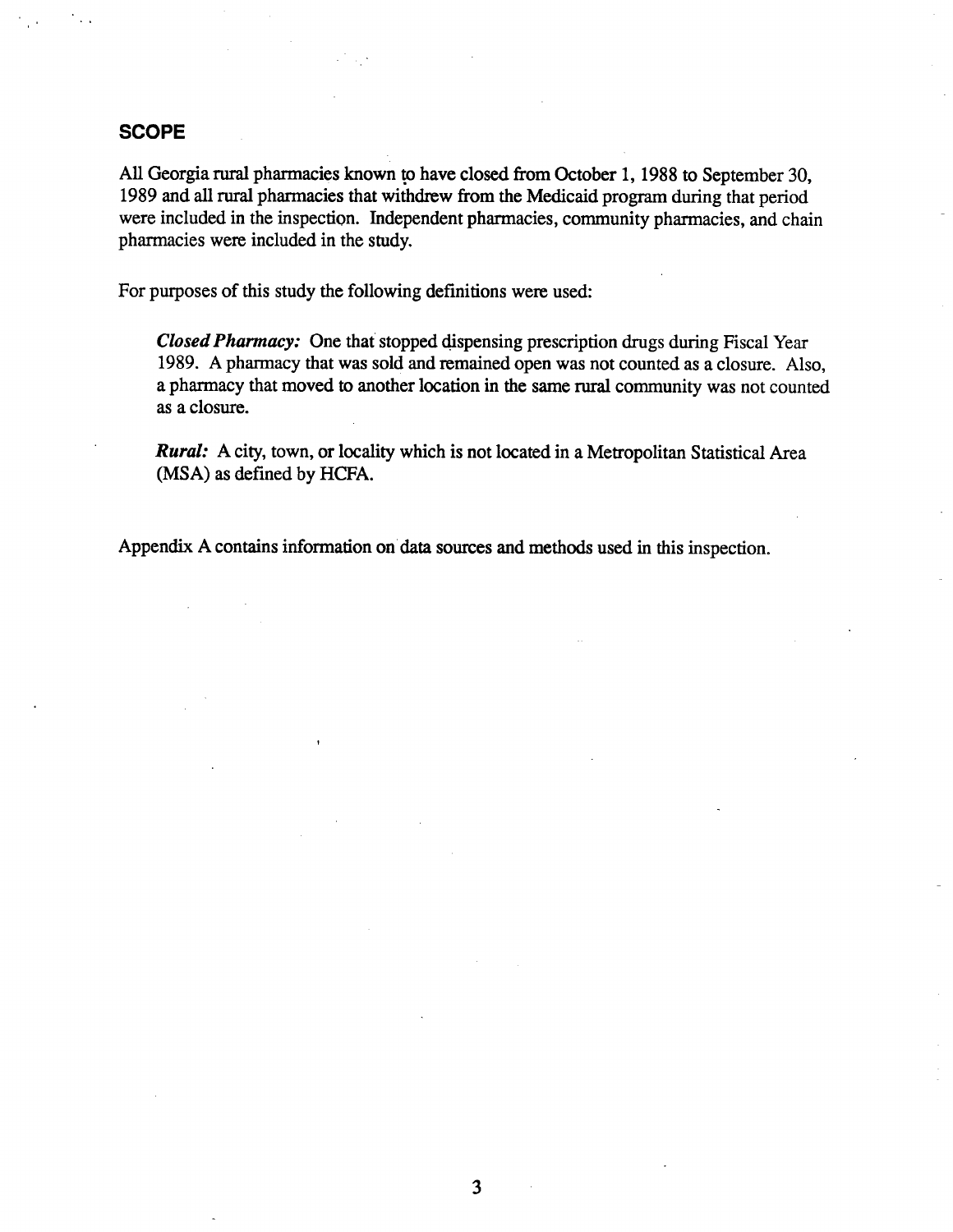## SCOPE

All Georgia rural pharmacies known to have closed from October 1, 1988 to September 30, 1989 and all rural pharmacies that withdrew from the Medicaid program during that period were included in the inspection. Independent pharmacies, community pharmacies, and chain pharmacies were included in the study.

For purposes of this study the following definitions were used:

> ***Closed Pharmacy:*** One that stopped dispensing prescription drugs during Fiscal Year 1989. A pharmacy that was sold and remained open was not counted as a closure. Also, a pharmacy that moved to another location in the same rural community was not counted as a closure.
>
> ***Rural:*** A city, town, or locality which is not located in a Metropolitan Statistical Area (MSA) as defined by HCFA.

Appendix A contains information on data sources and methods used in this inspection.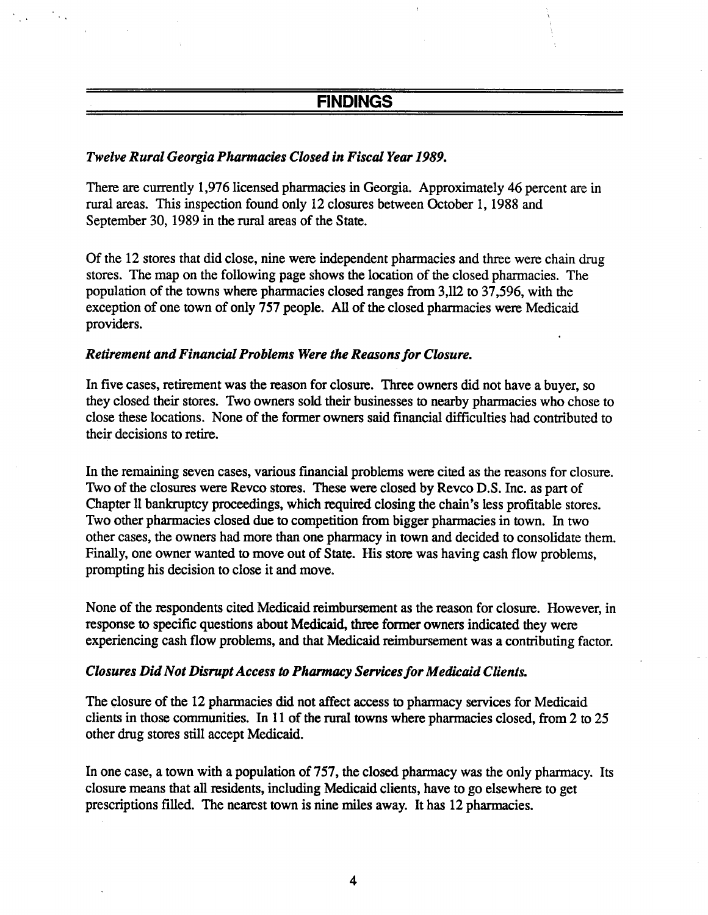## FINDINGS

### *Twelve Rural Georgia Pharmacies Closed in Fiscal Year 1989.*

There are currently 1,976 licensed pharmacies in Georgia. Approximately 46 percent are in rural areas. This inspection found only 12 closures between October 1, 1988 and September 30, 1989 in the rural areas of the State.

Of the 12 stores that did close, nine were independent pharmacies and three were chain drug stores. The map on the following page shows the location of the closed pharmacies. The population of the towns where pharmacies closed ranges from 3,112 to 37,596, with the exception of one town of only 757 people. All of the closed pharmacies were Medicaid providers.

### *Retirement and Financial Problems Were the Reasons for Closure.*

In five cases, retirement was the reason for closure. Three owners did not have a buyer, so they closed their stores. Two owners sold their businesses to nearby pharmacies who chose to close these locations. None of the former owners said financial difficulties had contributed to their decisions to retire.

In the remaining seven cases, various financial problems were cited as the reasons for closure. Two of the closures were Revco stores. These were closed by Revco D.S. Inc. as part of Chapter 11 bankruptcy proceedings, which required closing the chain's less profitable stores. Two other pharmacies closed due to competition from bigger pharmacies in town. In two other cases, the owners had more than one pharmacy in town and decided to consolidate them. Finally, one owner wanted to move out of State. His store was having cash flow problems, prompting his decision to close it and move.

None of the respondents cited Medicaid reimbursement as the reason for closure. However, in response to specific questions about Medicaid, three former owners indicated they were experiencing cash flow problems, and that Medicaid reimbursement was a contributing factor.

### *Closures Did Not Disrupt Access to Pharmacy Services for Medicaid Clients.*

The closure of the 12 pharmacies did not affect access to pharmacy services for Medicaid clients in those communities. In 11 of the rural towns where pharmacies closed, from 2 to 25 other drug stores still accept Medicaid.

In one case, a town with a population of 757, the closed pharmacy was the only pharmacy. Its closure means that all residents, including Medicaid clients, have to go elsewhere to get prescriptions filled. The nearest town is nine miles away. It has 12 pharmacies.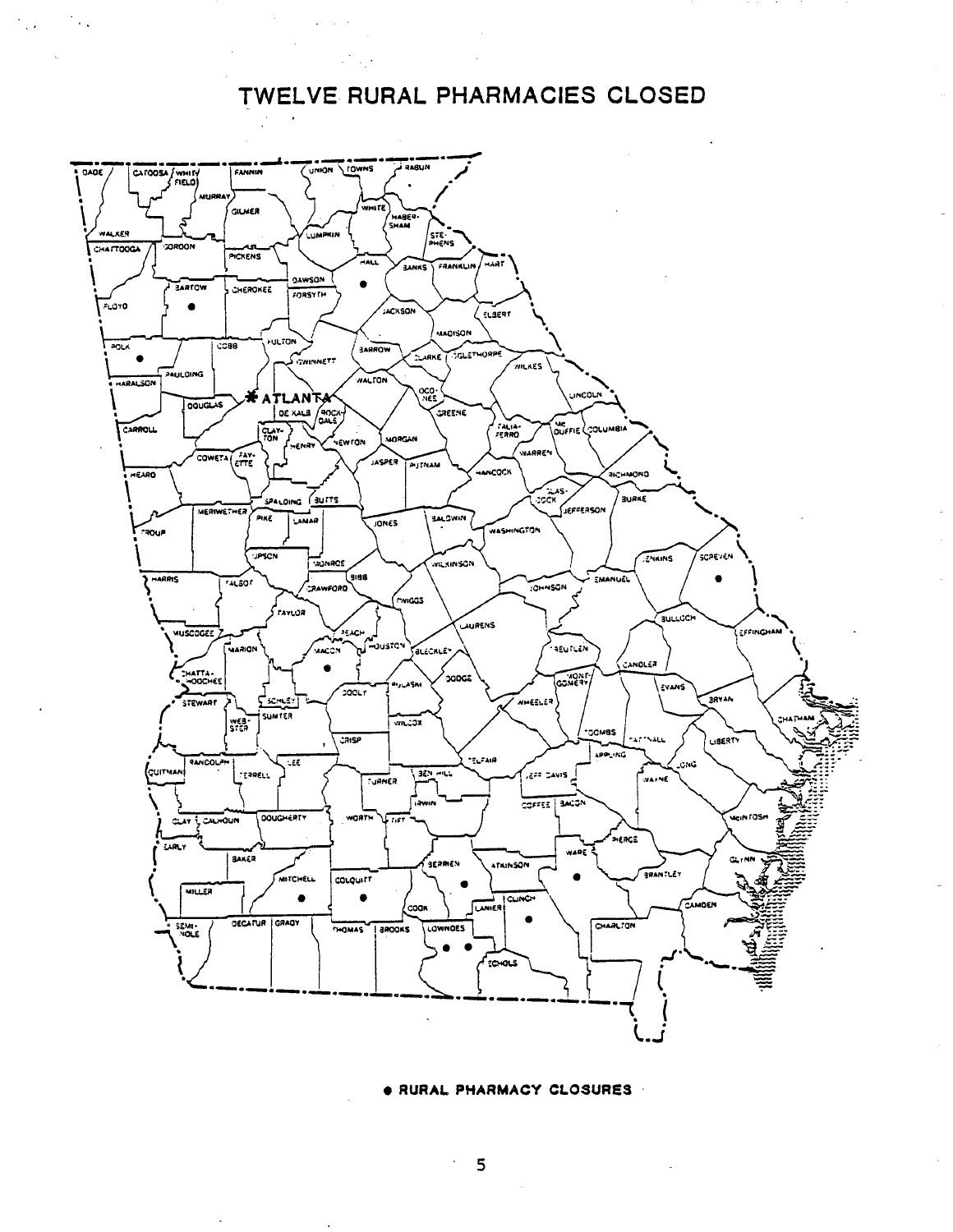# TWELVE RURAL PHARMACIES CLOSED

● RURAL PHARMACY CLOSURES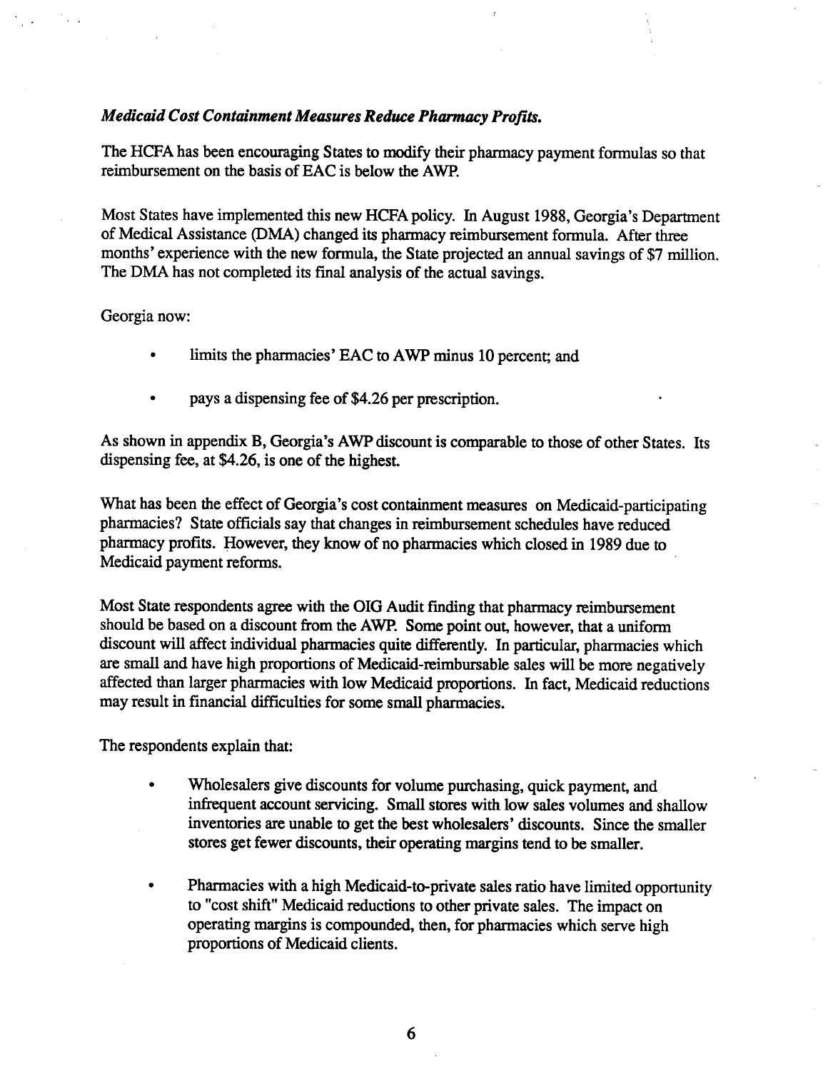***Medicaid Cost Containment Measures Reduce Pharmacy Profits.***

The HCFA has been encouraging States to modify their pharmacy payment formulas so that reimbursement on the basis of EAC is below the AWP.

Most States have implemented this new HCFA policy. In August 1988, Georgia's Department of Medical Assistance (DMA) changed its pharmacy reimbursement formula. After three months' experience with the new formula, the State projected an annual savings of $7 million. The DMA has not completed its final analysis of the actual savings.

Georgia now:

- limits the pharmacies' EAC to AWP minus 10 percent; and
- pays a dispensing fee of $4.26 per prescription.

As shown in appendix B, Georgia's AWP discount is comparable to those of other States. Its dispensing fee, at $4.26, is one of the highest.

What has been the effect of Georgia's cost containment measures on Medicaid-participating pharmacies? State officials say that changes in reimbursement schedules have reduced pharmacy profits. However, they know of no pharmacies which closed in 1989 due to Medicaid payment reforms.

Most State respondents agree with the OIG Audit finding that pharmacy reimbursement should be based on a discount from the AWP. Some point out, however, that a uniform discount will affect individual pharmacies quite differently. In particular, pharmacies which are small and have high proportions of Medicaid-reimbursable sales will be more negatively affected than larger pharmacies with low Medicaid proportions. In fact, Medicaid reductions may result in financial difficulties for some small pharmacies.

The respondents explain that:

- Wholesalers give discounts for volume purchasing, quick payment, and infrequent account servicing. Small stores with low sales volumes and shallow inventories are unable to get the best wholesalers' discounts. Since the smaller stores get fewer discounts, their operating margins tend to be smaller.
- Pharmacies with a high Medicaid-to-private sales ratio have limited opportunity to "cost shift" Medicaid reductions to other private sales. The impact on operating margins is compounded, then, for pharmacies which serve high proportions of Medicaid clients.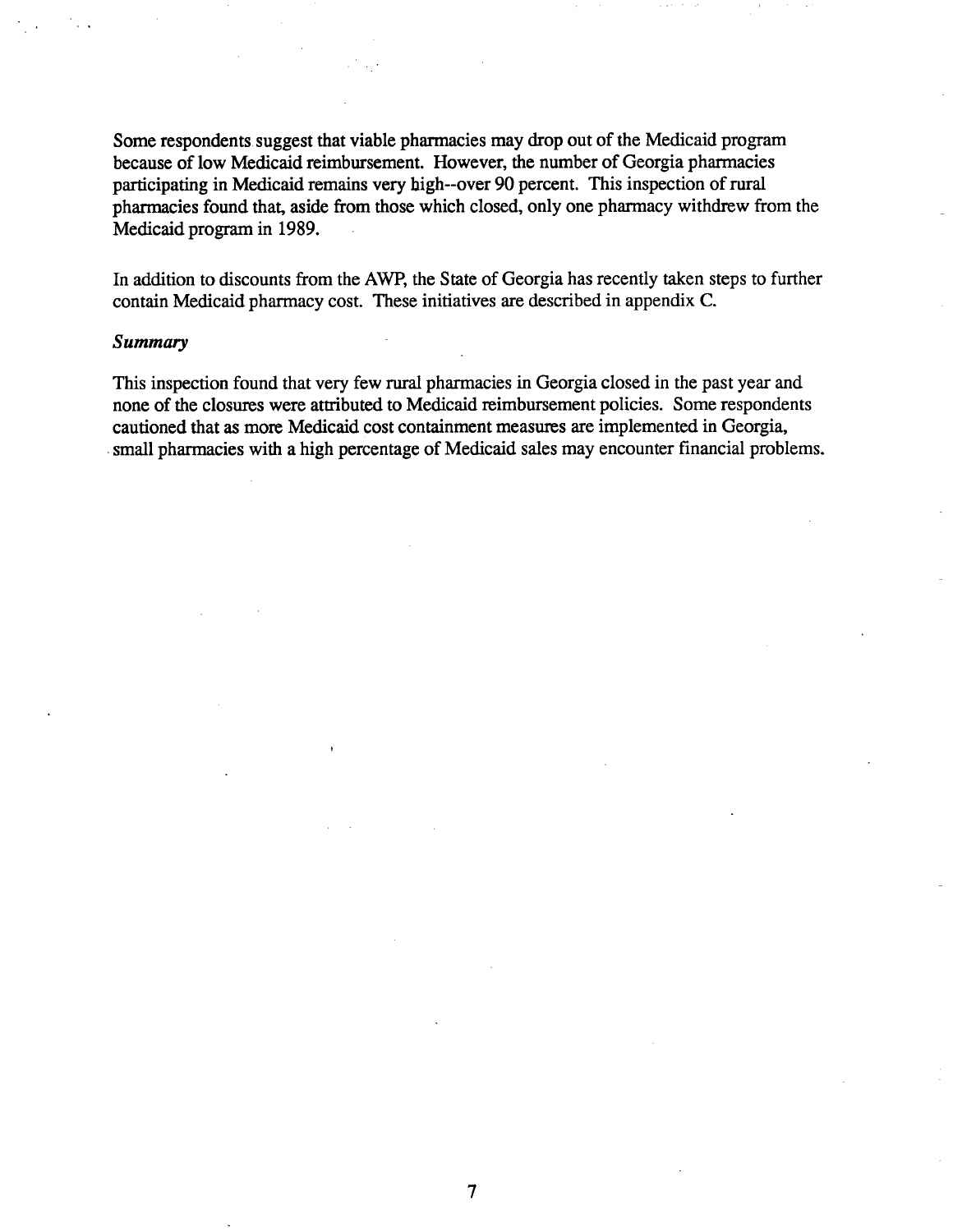Some respondents suggest that viable pharmacies may drop out of the Medicaid program because of low Medicaid reimbursement. However, the number of Georgia pharmacies participating in Medicaid remains very high--over 90 percent. This inspection of rural pharmacies found that, aside from those which closed, only one pharmacy withdrew from the Medicaid program in 1989.

In addition to discounts from the AWP, the State of Georgia has recently taken steps to further contain Medicaid pharmacy cost. These initiatives are described in appendix C.

### *Summary*

This inspection found that very few rural pharmacies in Georgia closed in the past year and none of the closures were attributed to Medicaid reimbursement policies. Some respondents cautioned that as more Medicaid cost containment measures are implemented in Georgia, small pharmacies with a high percentage of Medicaid sales may encounter financial problems.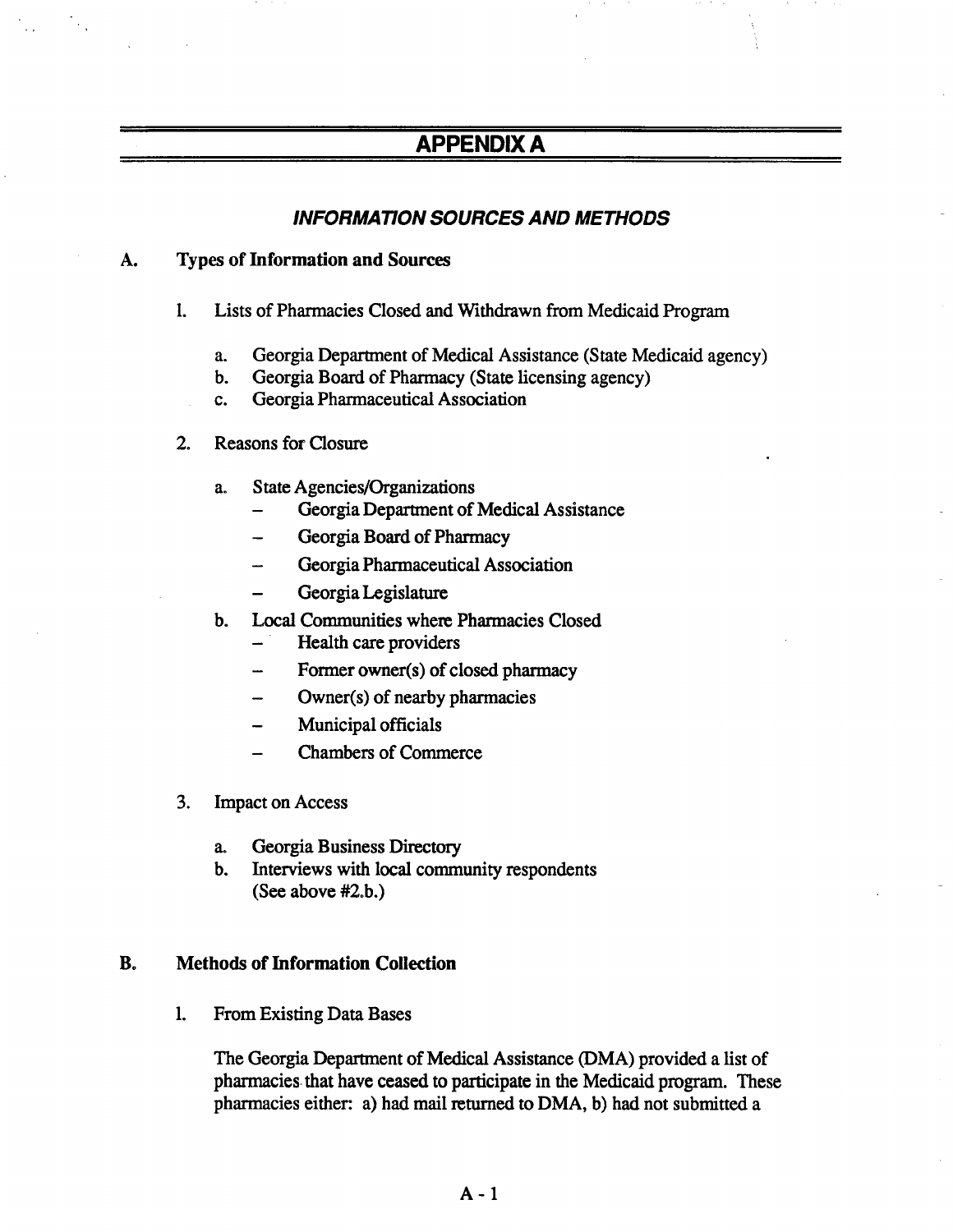# APPENDIX A

## *INFORMATION SOURCES AND METHODS*

**A. Types of Information and Sources**

1. Lists of Pharmacies Closed and Withdrawn from Medicaid Program

   a. Georgia Department of Medical Assistance (State Medicaid agency)
   b. Georgia Board of Pharmacy (State licensing agency)
   c. Georgia Pharmaceutical Association

2. Reasons for Closure

   a. State Agencies/Organizations
      - Georgia Department of Medical Assistance
      - Georgia Board of Pharmacy
      - Georgia Pharmaceutical Association
      - Georgia Legislature

   b. Local Communities where Pharmacies Closed
      - Health care providers
      - Former owner(s) of closed pharmacy
      - Owner(s) of nearby pharmacies
      - Municipal officials
      - Chambers of Commerce

3. Impact on Access

   a. Georgia Business Directory
   b. Interviews with local community respondents (See above #2.b.)

**B. Methods of Information Collection**

1. From Existing Data Bases

   The Georgia Department of Medical Assistance (DMA) provided a list of pharmacies that have ceased to participate in the Medicaid program. These pharmacies either: a) had mail returned to DMA, b) had not submitted a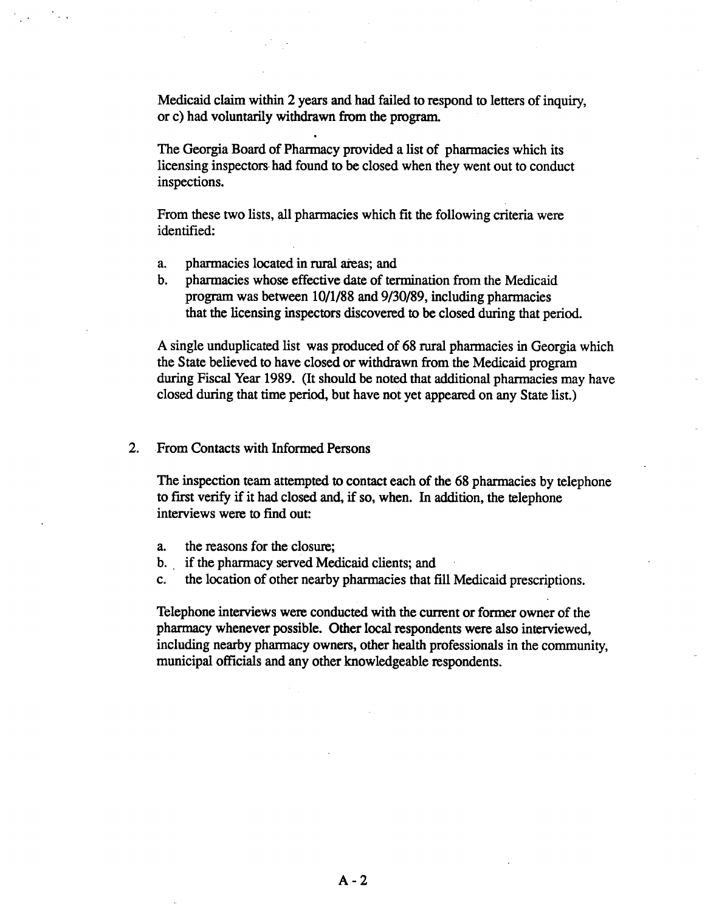Medicaid claim within 2 years and had failed to respond to letters of inquiry, or c) had voluntarily withdrawn from the program.

The Georgia Board of Pharmacy provided a list of pharmacies which its licensing inspectors had found to be closed when they went out to conduct inspections.

From these two lists, all pharmacies which fit the following criteria were identified:

a. pharmacies located in rural areas; and
b. pharmacies whose effective date of termination from the Medicaid program was between 10/1/88 and 9/30/89, including pharmacies that the licensing inspectors discovered to be closed during that period.

A single unduplicated list was produced of 68 rural pharmacies in Georgia which the State believed to have closed or withdrawn from the Medicaid program during Fiscal Year 1989. (It should be noted that additional pharmacies may have closed during that time period, but have not yet appeared on any State list.)

2. From Contacts with Informed Persons

The inspection team attempted to contact each of the 68 pharmacies by telephone to first verify if it had closed and, if so, when. In addition, the telephone interviews were to find out:

a. the reasons for the closure;
b. if the pharmacy served Medicaid clients; and
c. the location of other nearby pharmacies that fill Medicaid prescriptions.

Telephone interviews were conducted with the current or former owner of the pharmacy whenever possible. Other local respondents were also interviewed, including nearby pharmacy owners, other health professionals in the community, municipal officials and any other knowledgeable respondents.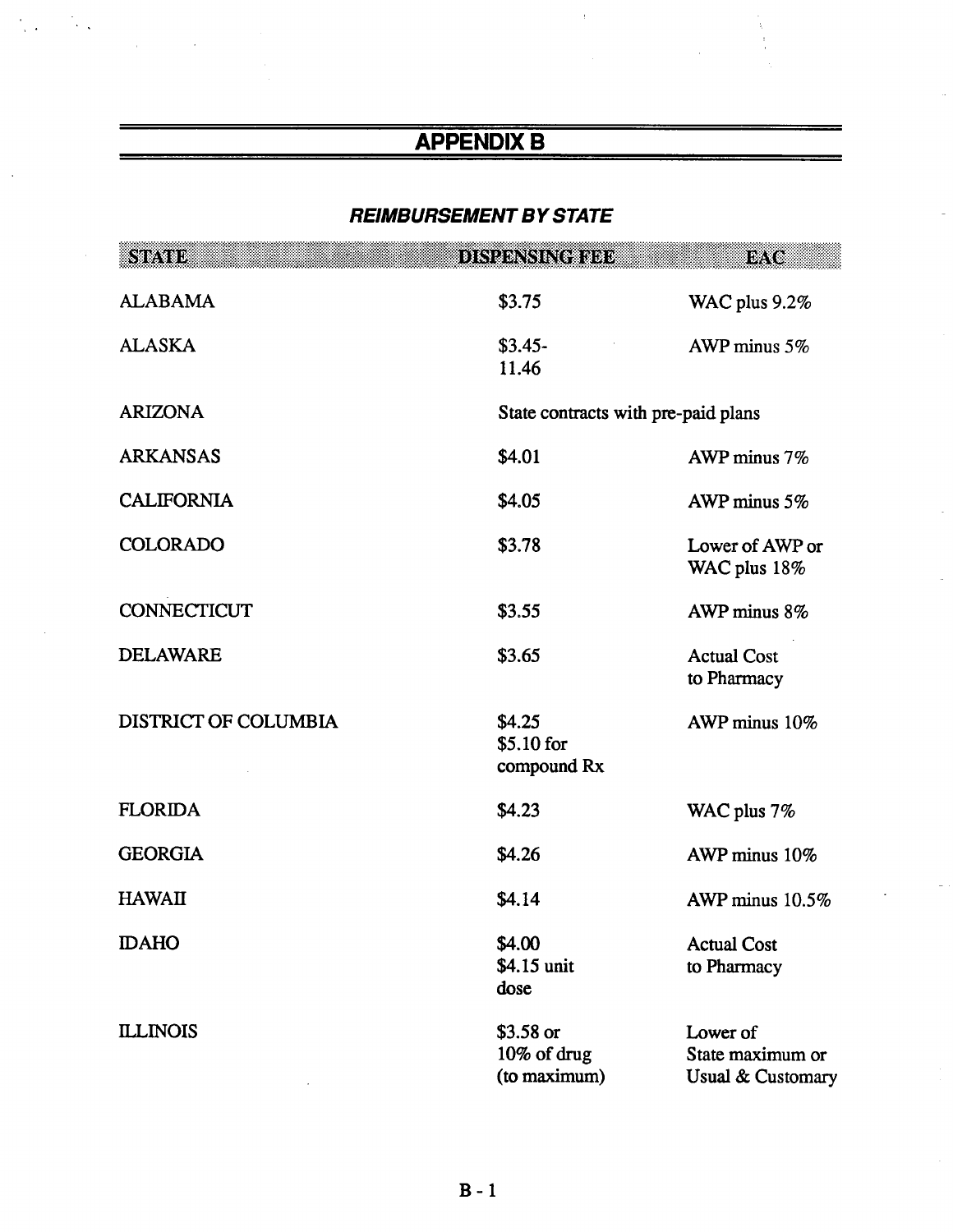# APPENDIX B

### *REIMBURSEMENT BY STATE*

| STATE | DISPENSING FEE | EAC |
|---|---|---|
| ALABAMA | $3.75 | WAC plus 9.2% |
| ALASKA | $3.45-11.46 | AWP minus 5% |
| ARIZONA | State contracts with pre-paid plans | |
| ARKANSAS | $4.01 | AWP minus 7% |
| CALIFORNIA | $4.05 | AWP minus 5% |
| COLORADO | $3.78 | Lower of AWP or WAC plus 18% |
| CONNECTICUT | $3.55 | AWP minus 8% |
| DELAWARE | $3.65 | Actual Cost to Pharmacy |
| DISTRICT OF COLUMBIA | $4.25 $5.10 for compound Rx | AWP minus 10% |
| FLORIDA | $4.23 | WAC plus 7% |
| GEORGIA | $4.26 | AWP minus 10% |
| HAWAII | $4.14 | AWP minus 10.5% |
| IDAHO | $4.00 $4.15 unit dose | Actual Cost to Pharmacy |
| ILLINOIS | $3.58 or 10% of drug (to maximum) | Lower of State maximum or Usual & Customary |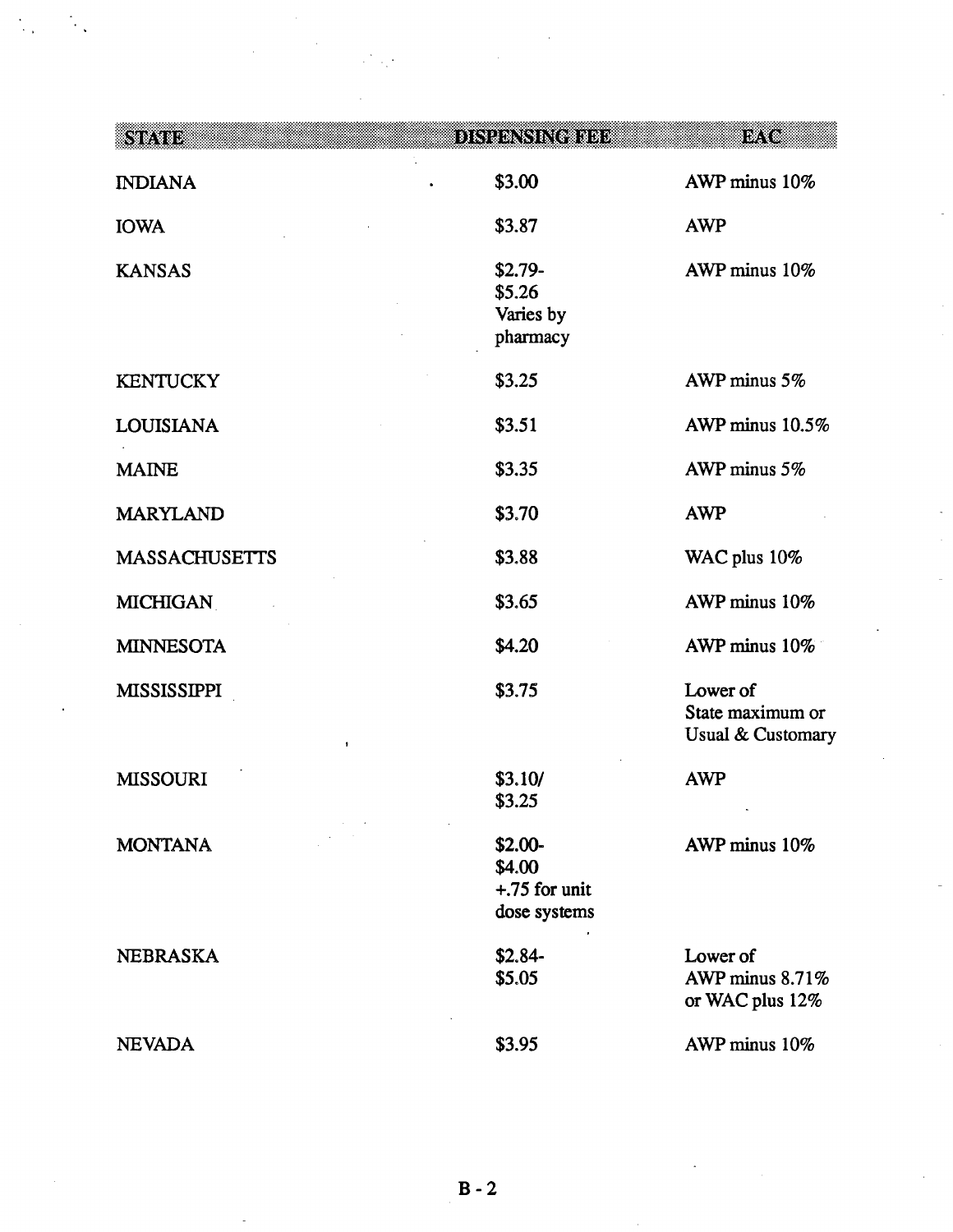| STATE | DISPENSING FEE | EAC |
|---|---|---|
| INDIANA | $3.00 | AWP minus 10% |
| IOWA | $3.87 | AWP |
| KANSAS | $2.79- $5.26 Varies by pharmacy | AWP minus 10% |
| KENTUCKY | $3.25 | AWP minus 5% |
| LOUISIANA | $3.51 | AWP minus 10.5% |
| MAINE | $3.35 | AWP minus 5% |
| MARYLAND | $3.70 | AWP |
| MASSACHUSETTS | $3.88 | WAC plus 10% |
| MICHIGAN | $3.65 | AWP minus 10% |
| MINNESOTA | $4.20 | AWP minus 10% |
| MISSISSIPPI | $3.75 | Lower of State maximum or Usual & Customary |
| MISSOURI | $3.10/ $3.25 | AWP |
| MONTANA | $2.00- $4.00 +.75 for unit dose systems | AWP minus 10% |
| NEBRASKA | $2.84- $5.05 | Lower of AWP minus 8.71% or WAC plus 12% |
| NEVADA | $3.95 | AWP minus 10% |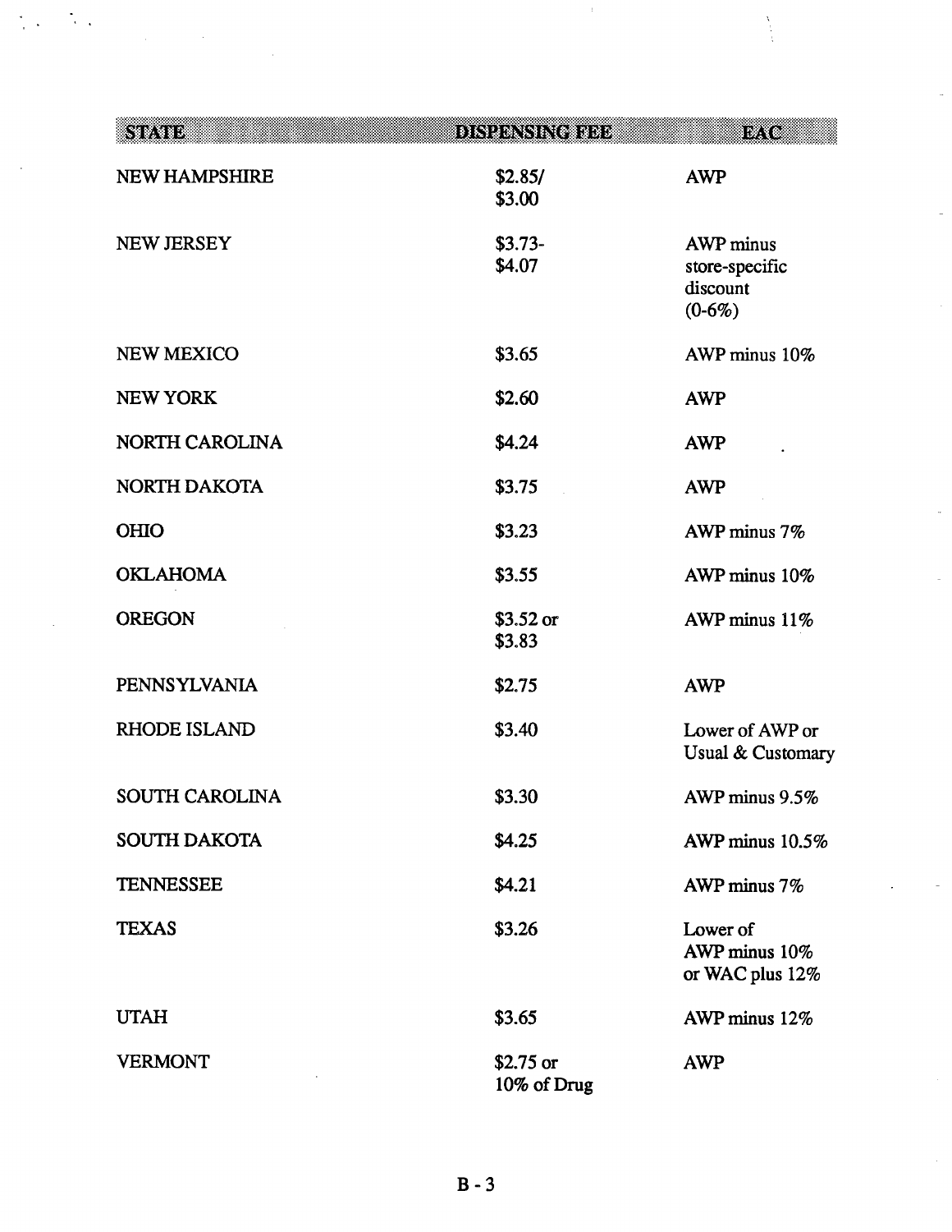| STATE | DISPENSING FEE | EAC |
|---|---|---|
| NEW HAMPSHIRE | $2.85/ $3.00 | AWP |
| NEW JERSEY | $3.73- $4.07 | AWP minus store-specific discount (0-6%) |
| NEW MEXICO | $3.65 | AWP minus 10% |
| NEW YORK | $2.60 | AWP |
| NORTH CAROLINA | $4.24 | AWP |
| NORTH DAKOTA | $3.75 | AWP |
| OHIO | $3.23 | AWP minus 7% |
| OKLAHOMA | $3.55 | AWP minus 10% |
| OREGON | $3.52 or $3.83 | AWP minus 11% |
| PENNSYLVANIA | $2.75 | AWP |
| RHODE ISLAND | $3.40 | Lower of AWP or Usual & Customary |
| SOUTH CAROLINA | $3.30 | AWP minus 9.5% |
| SOUTH DAKOTA | $4.25 | AWP minus 10.5% |
| TENNESSEE | $4.21 | AWP minus 7% |
| TEXAS | $3.26 | Lower of AWP minus 10% or WAC plus 12% |
| UTAH | $3.65 | AWP minus 12% |
| VERMONT | $2.75 or 10% of Drug | AWP |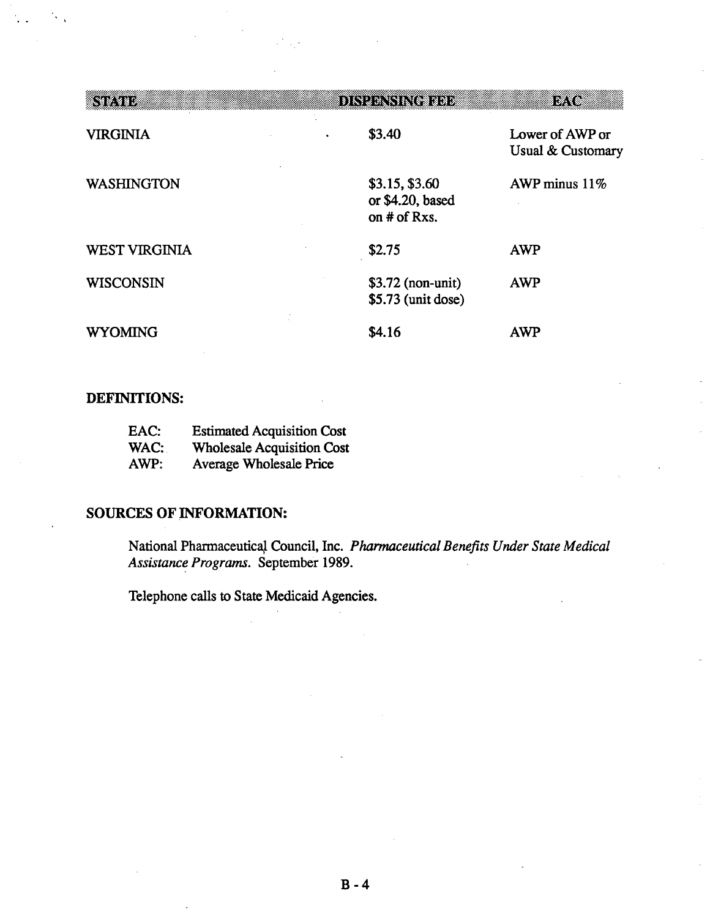| STATE | DISPENSING FEE | EAC |
|---|---|---|
| VIRGINIA | $3.40 | Lower of AWP or Usual & Customary |
| WASHINGTON | $3.15, $3.60 or $4.20, based on # of Rxs. | AWP minus 11% |
| WEST VIRGINIA | $2.75 | AWP |
| WISCONSIN | $3.72 (non-unit) $5.73 (unit dose) | AWP |
| WYOMING | $4.16 | AWP |

**DEFINITIONS:**

EAC: Estimated Acquisition Cost
WAC: Wholesale Acquisition Cost
AWP: Average Wholesale Price

**SOURCES OF INFORMATION:**

National Pharmaceutical Council, Inc. *Pharmaceutical Benefits Under State Medical Assistance Programs.* September 1989.

Telephone calls to State Medicaid Agencies.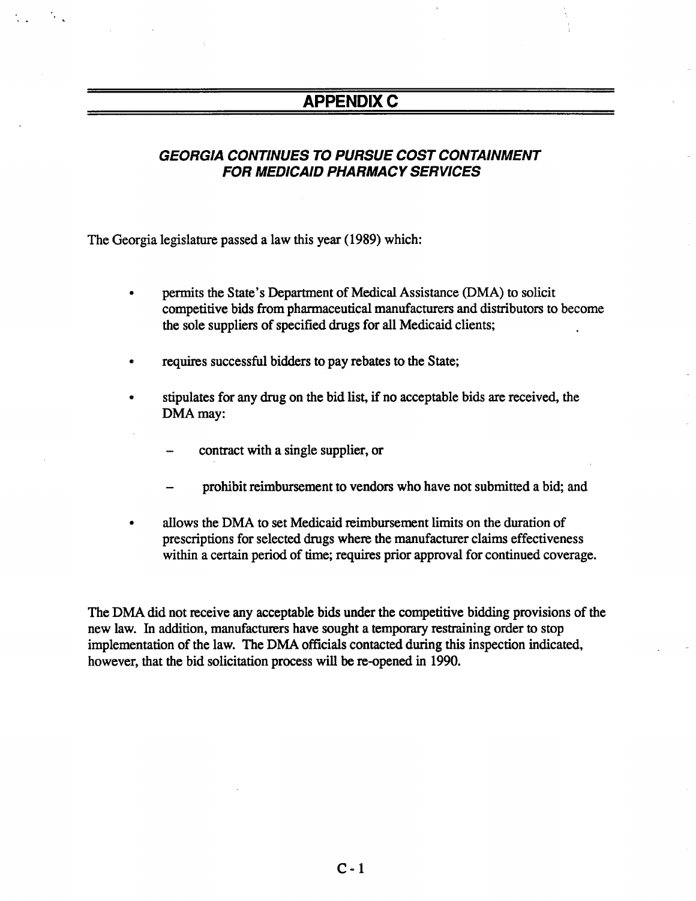# APPENDIX C

## *GEORGIA CONTINUES TO PURSUE COST CONTAINMENT FOR MEDICAID PHARMACY SERVICES*

The Georgia legislature passed a law this year (1989) which:

- permits the State's Department of Medical Assistance (DMA) to solicit competitive bids from pharmaceutical manufacturers and distributors to become the sole suppliers of specified drugs for all Medicaid clients;
- requires successful bidders to pay rebates to the State;
- stipulates for any drug on the bid list, if no acceptable bids are received, the DMA may:
  - contract with a single supplier, or
  - prohibit reimbursement to vendors who have not submitted a bid; and
- allows the DMA to set Medicaid reimbursement limits on the duration of prescriptions for selected drugs where the manufacturer claims effectiveness within a certain period of time; requires prior approval for continued coverage.

The DMA did not receive any acceptable bids under the competitive bidding provisions of the new law. In addition, manufacturers have sought a temporary restraining order to stop implementation of the law. The DMA officials contacted during this inspection indicated, however, that the bid solicitation process will be re-opened in 1990.